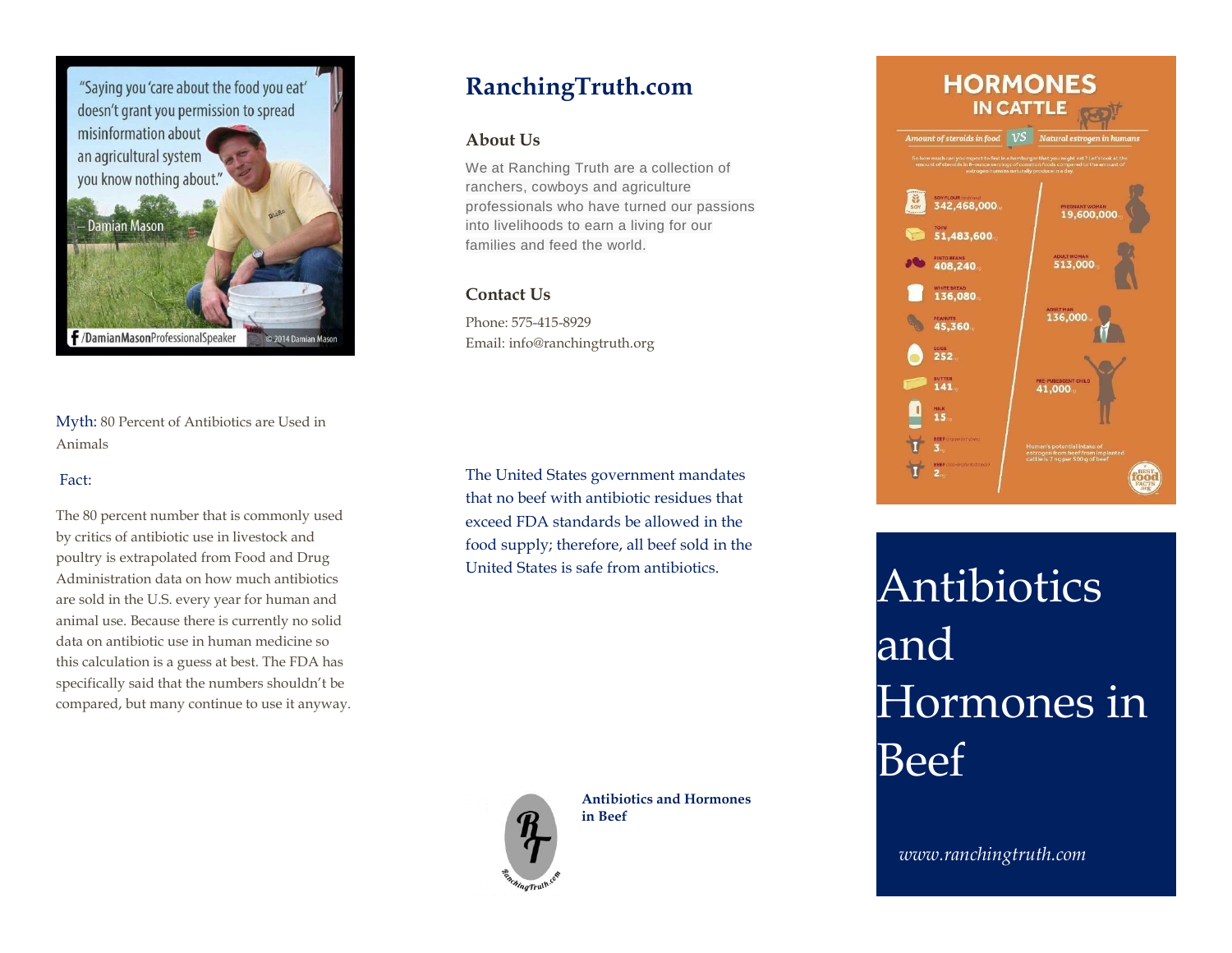"Saying you 'care about the food you eat' doesn't grant you permission to spread misinformation about an agricultural system you know nothing about."

— Damian Mason

/DamianMasonProfessionalSpeaker © 2014 Damian Mason

Myth: 80 Percent of Antibiotics are Used in Animals

Fact:

The 80 percent number that is commonly used by critics of antibiotic use in livestock and poultry is extrapolated from Food and Drug Administration data on how much antibiotics are sold in the U.S. every year for human and animal use. Because there is currently no solid data on antibiotic use in human medicine so this calculation is a guess at best. The FDA has specifically said that the numbers shouldn't be compared, but many continue to use it anyway.

## RanchingTruth.com

### About Us

We at Ranching Truth are a collection of ranchers, cowboys and agriculture professionals who have turned our passions into livelihoods to earn a living for our families and feed the world.

### Contact Us

Phone: 575-415-8929
Email: info@ranchingtruth.org

The United States government mandates that no beef with antibiotic residues that exceed FDA standards be allowed in the food supply; therefore, all beef sold in the United States is safe from antibiotics.

**Antibiotics and Hormones in Beef**

## HORMONES IN CATTLE

Amount of steroids in food VS Natural estrogen in humans

| Amount of steroids in food | | Natural estrogen in humans | |
|---|---|---|---|
| Soy flour | 342,468,000 | Pregnant woman | 19,600,000 |
| Tofu | 51,483,600 | Adult woman | 513,000 |
| Pinto beans | 408,240 | Adult man | 136,000 |
| White bread | 136,080 | Pre-pubescent child | 41,000 |
| Peanuts | 45,360 | | |
| Eggs | 252 | | |
| Butter | 141 | | |
| Milk | 15 | | |
| Beef | 3 | | |
| Beef | 2 | | |

# Antibiotics and Hormones in Beef

*www.ranchingtruth.com*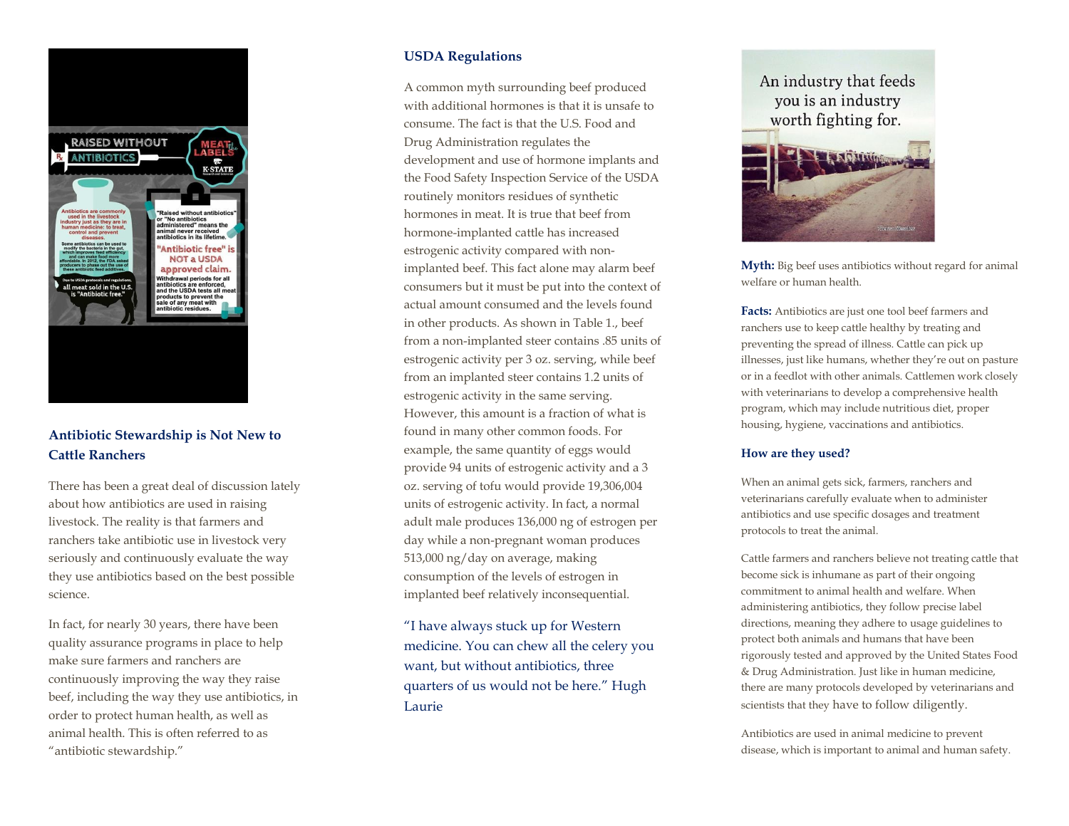## Antibiotic Stewardship is Not New to Cattle Ranchers

There has been a great deal of discussion lately about how antibiotics are used in raising livestock. The reality is that farmers and ranchers take antibiotic use in livestock very seriously and continuously evaluate the way they use antibiotics based on the best possible science.

In fact, for nearly 30 years, there have been quality assurance programs in place to help make sure farmers and ranchers are continuously improving the way they raise beef, including the way they use antibiotics, in order to protect human health, as well as animal health. This is often referred to as "antibiotic stewardship."

## USDA Regulations

A common myth surrounding beef produced with additional hormones is that it is unsafe to consume. The fact is that the U.S. Food and Drug Administration regulates the development and use of hormone implants and the Food Safety Inspection Service of the USDA routinely monitors residues of synthetic hormones in meat. It is true that beef from hormone-implanted cattle has increased estrogenic activity compared with non-implanted beef. This fact alone may alarm beef consumers but it must be put into the context of actual amount consumed and the levels found in other products. As shown in Table 1., beef from a non-implanted steer contains .85 units of estrogenic activity per 3 oz. serving, while beef from an implanted steer contains 1.2 units of estrogenic activity in the same serving. However, this amount is a fraction of what is found in many other common foods. For example, the same quantity of eggs would provide 94 units of estrogenic activity and a 3 oz. serving of tofu would provide 19,306,004 units of estrogenic activity. In fact, a normal adult male produces 136,000 ng of estrogen per day while a non-pregnant woman produces 513,000 ng/day on average, making consumption of the levels of estrogen in implanted beef relatively inconsequential.

"I have always stuck up for Western medicine. You can chew all the celery you want, but without antibiotics, three quarters of us would not be here." Hugh Laurie

**Myth:** Big beef uses antibiotics without regard for animal welfare or human health.

**Facts:** Antibiotics are just one tool beef farmers and ranchers use to keep cattle healthy by treating and preventing the spread of illness. Cattle can pick up illnesses, just like humans, whether they're out on pasture or in a feedlot with other animals. Cattlemen work closely with veterinarians to develop a comprehensive health program, which may include nutritious diet, proper housing, hygiene, vaccinations and antibiotics.

### How are they used?

When an animal gets sick, farmers, ranchers and veterinarians carefully evaluate when to administer antibiotics and use specific dosages and treatment protocols to treat the animal.

Cattle farmers and ranchers believe not treating cattle that become sick is inhumane as part of their ongoing commitment to animal health and welfare. When administering antibiotics, they follow precise label directions, meaning they adhere to usage guidelines to protect both animals and humans that have been rigorously tested and approved by the United States Food & Drug Administration. Just like in human medicine, there are many protocols developed by veterinarians and scientists that they have to follow diligently.

Antibiotics are used in animal medicine to prevent disease, which is important to animal and human safety.